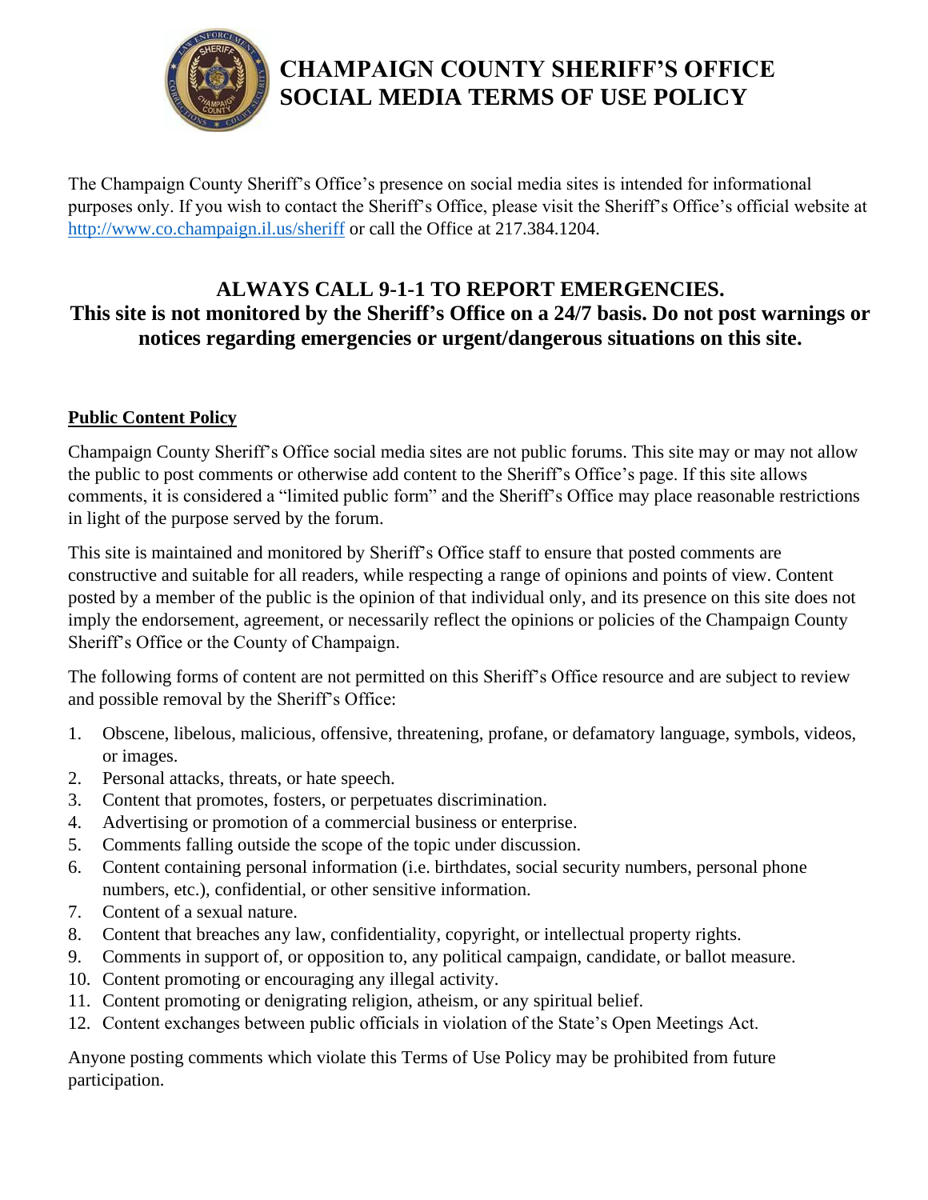# CHAMPAIGN COUNTY SHERIFF'S OFFICE SOCIAL MEDIA TERMS OF USE POLICY

The Champaign County Sheriff's Office's presence on social media sites is intended for informational purposes only. If you wish to contact the Sheriff's Office, please visit the Sheriff's Office's official website at http://www.co.champaign.il.us/sheriff or call the Office at 217.384.1204.

**ALWAYS CALL 9-1-1 TO REPORT EMERGENCIES.**
**This site is not monitored by the Sheriff's Office on a 24/7 basis. Do not post warnings or notices regarding emergencies or urgent/dangerous situations on this site.**

## Public Content Policy

Champaign County Sheriff's Office social media sites are not public forums. This site may or may not allow the public to post comments or otherwise add content to the Sheriff's Office's page. If this site allows comments, it is considered a "limited public form" and the Sheriff's Office may place reasonable restrictions in light of the purpose served by the forum.

This site is maintained and monitored by Sheriff's Office staff to ensure that posted comments are constructive and suitable for all readers, while respecting a range of opinions and points of view. Content posted by a member of the public is the opinion of that individual only, and its presence on this site does not imply the endorsement, agreement, or necessarily reflect the opinions or policies of the Champaign County Sheriff's Office or the County of Champaign.

The following forms of content are not permitted on this Sheriff's Office resource and are subject to review and possible removal by the Sheriff's Office:

1. Obscene, libelous, malicious, offensive, threatening, profane, or defamatory language, symbols, videos, or images.
2. Personal attacks, threats, or hate speech.
3. Content that promotes, fosters, or perpetuates discrimination.
4. Advertising or promotion of a commercial business or enterprise.
5. Comments falling outside the scope of the topic under discussion.
6. Content containing personal information (i.e. birthdates, social security numbers, personal phone numbers, etc.), confidential, or other sensitive information.
7. Content of a sexual nature.
8. Content that breaches any law, confidentiality, copyright, or intellectual property rights.
9. Comments in support of, or opposition to, any political campaign, candidate, or ballot measure.
10. Content promoting or encouraging any illegal activity.
11. Content promoting or denigrating religion, atheism, or any spiritual belief.
12. Content exchanges between public officials in violation of the State's Open Meetings Act.

Anyone posting comments which violate this Terms of Use Policy may be prohibited from future participation.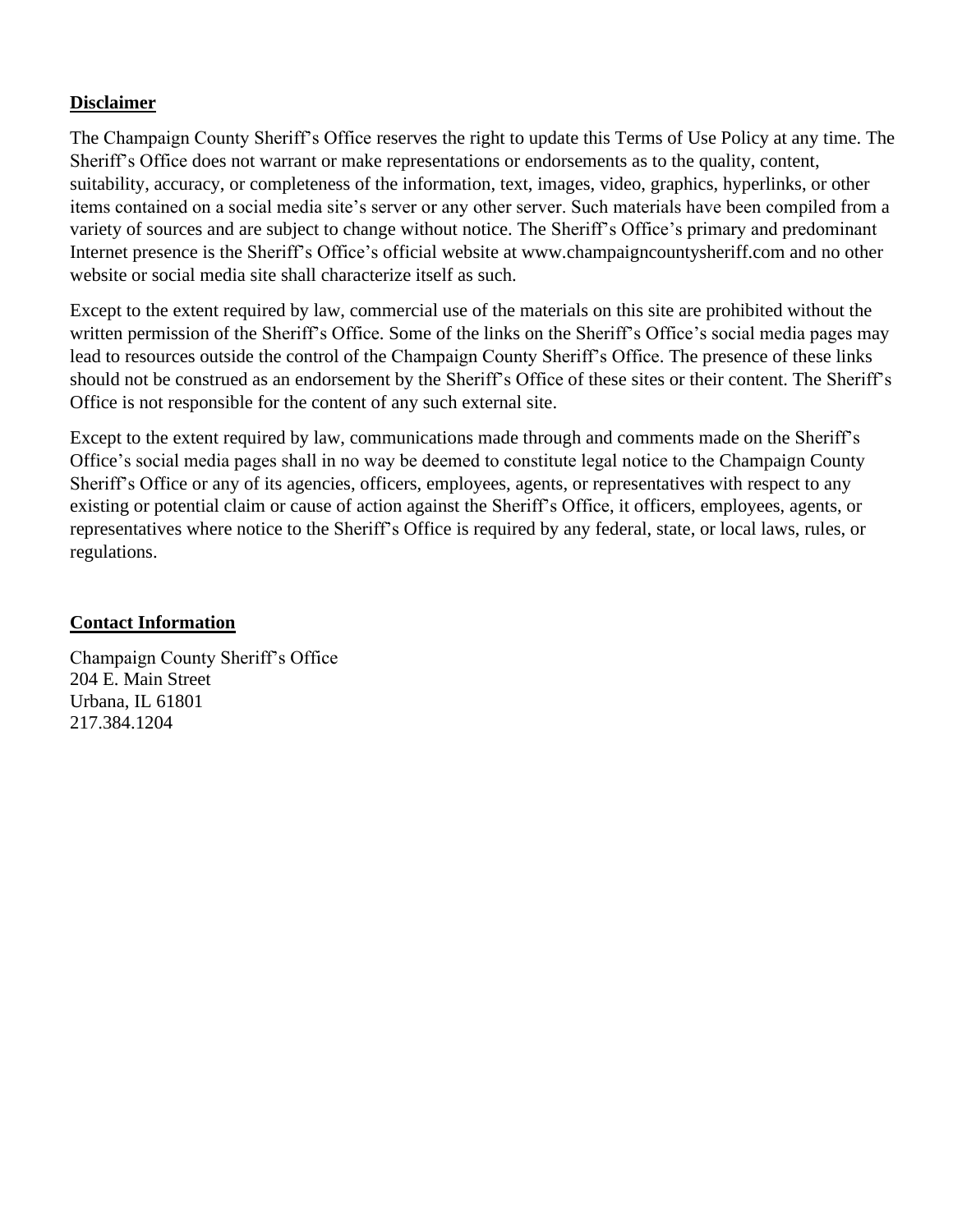**Disclaimer**

The Champaign County Sheriff's Office reserves the right to update this Terms of Use Policy at any time. The Sheriff's Office does not warrant or make representations or endorsements as to the quality, content, suitability, accuracy, or completeness of the information, text, images, video, graphics, hyperlinks, or other items contained on a social media site's server or any other server. Such materials have been compiled from a variety of sources and are subject to change without notice. The Sheriff's Office's primary and predominant Internet presence is the Sheriff's Office's official website at www.champaigncountysheriff.com and no other website or social media site shall characterize itself as such.

Except to the extent required by law, commercial use of the materials on this site are prohibited without the written permission of the Sheriff's Office. Some of the links on the Sheriff's Office's social media pages may lead to resources outside the control of the Champaign County Sheriff's Office. The presence of these links should not be construed as an endorsement by the Sheriff's Office of these sites or their content. The Sheriff's Office is not responsible for the content of any such external site.

Except to the extent required by law, communications made through and comments made on the Sheriff's Office's social media pages shall in no way be deemed to constitute legal notice to the Champaign County Sheriff's Office or any of its agencies, officers, employees, agents, or representatives with respect to any existing or potential claim or cause of action against the Sheriff's Office, it officers, employees, agents, or representatives where notice to the Sheriff's Office is required by any federal, state, or local laws, rules, or regulations.

**Contact Information**

Champaign County Sheriff's Office
204 E. Main Street
Urbana, IL 61801
217.384.1204